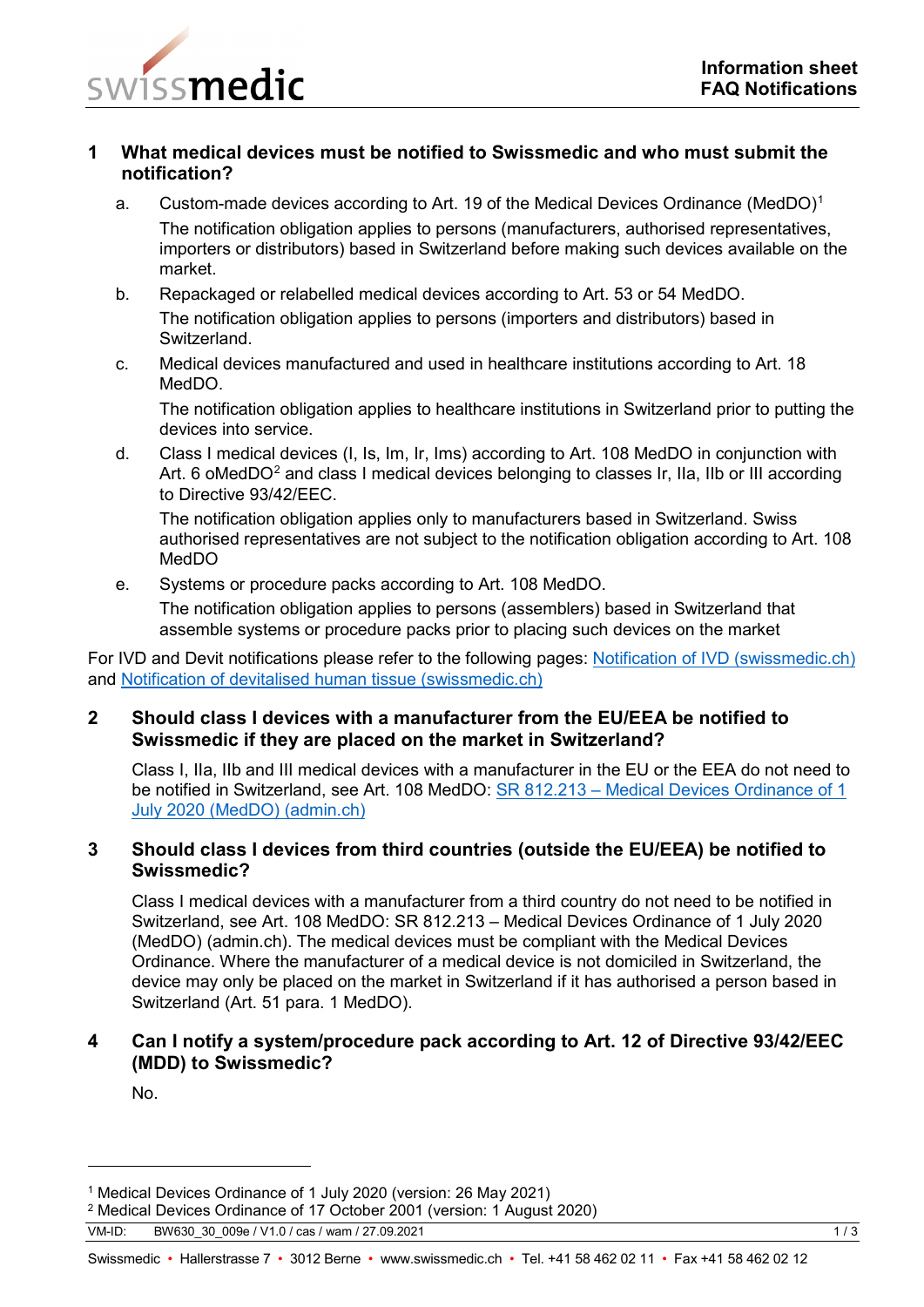Information sheet
FAQ Notifications

## 1 What medical devices must be notified to Swissmedic and who must submit the notification?

a. Custom-made devices according to Art. 19 of the Medical Devices Ordinance (MedDO)[1]

   The notification obligation applies to persons (manufacturers, authorised representatives, importers or distributors) based in Switzerland before making such devices available on the market.

b. Repackaged or relabelled medical devices according to Art. 53 or 54 MedDO.

   The notification obligation applies to persons (importers and distributors) based in Switzerland.

c. Medical devices manufactured and used in healthcare institutions according to Art. 18 MedDO.

   The notification obligation applies to healthcare institutions in Switzerland prior to putting the devices into service.

d. Class I medical devices (I, Is, Im, Ir, Ims) according to Art. 108 MedDO in conjunction with Art. 6 oMedDO[2] and class I medical devices belonging to classes Ir, IIa, IIb or III according to Directive 93/42/EEC.

   The notification obligation applies only to manufacturers based in Switzerland. Swiss authorised representatives are not subject to the notification obligation according to Art. 108 MedDO

e. Systems or procedure packs according to Art. 108 MedDO.

   The notification obligation applies to persons (assemblers) based in Switzerland that assemble systems or procedure packs prior to placing such devices on the market

For IVD and Devit notifications please refer to the following pages: [Notification of IVD (swissmedic.ch)] and [Notification of devitalised human tissue (swissmedic.ch)]

## 2 Should class I devices with a manufacturer from the EU/EEA be notified to Swissmedic if they are placed on the market in Switzerland?

Class I, IIa, IIb and III medical devices with a manufacturer in the EU or the EEA do not need to be notified in Switzerland, see Art. 108 MedDO: [SR 812.213 – Medical Devices Ordinance of 1 July 2020 (MedDO) (admin.ch)]

## 3 Should class I devices from third countries (outside the EU/EEA) be notified to Swissmedic?

Class I medical devices with a manufacturer from a third country do not need to be notified in Switzerland, see Art. 108 MedDO: SR 812.213 – Medical Devices Ordinance of 1 July 2020 (MedDO) (admin.ch). The medical devices must be compliant with the Medical Devices Ordinance. Where the manufacturer of a medical device is not domiciled in Switzerland, the device may only be placed on the market in Switzerland if it has authorised a person based in Switzerland (Art. 51 para. 1 MedDO).

## 4 Can I notify a system/procedure pack according to Art. 12 of Directive 93/42/EEC (MDD) to Swissmedic?

No.

---

[1] Medical Devices Ordinance of 1 July 2020 (version: 26 May 2021)

[2] Medical Devices Ordinance of 17 October 2001 (version: 1 August 2020)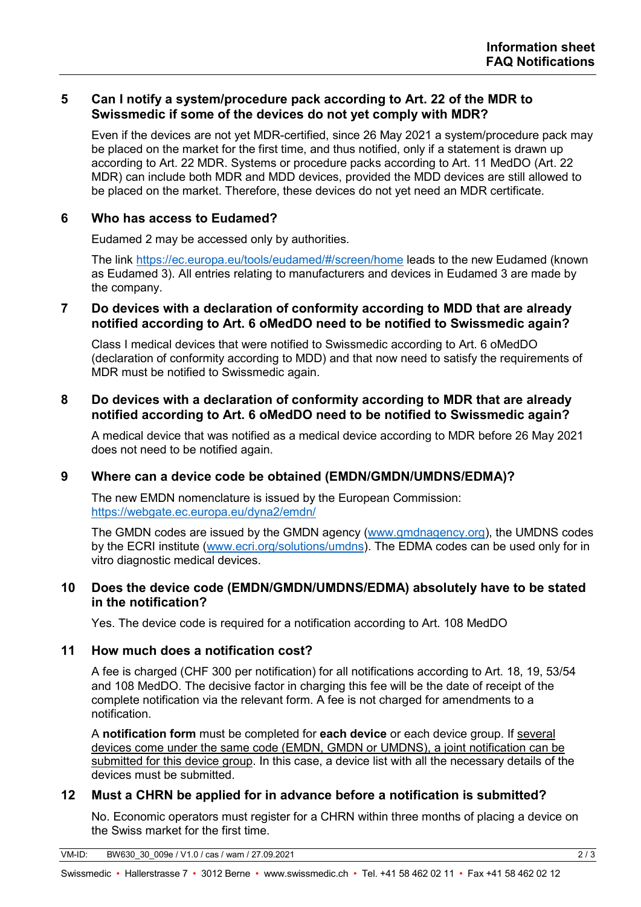## 5 Can I notify a system/procedure pack according to Art. 22 of the MDR to Swissmedic if some of the devices do not yet comply with MDR?

Even if the devices are not yet MDR-certified, since 26 May 2021 a system/procedure pack may be placed on the market for the first time, and thus notified, only if a statement is drawn up according to Art. 22 MDR. Systems or procedure packs according to Art. 11 MedDO (Art. 22 MDR) can include both MDR and MDD devices, provided the MDD devices are still allowed to be placed on the market. Therefore, these devices do not yet need an MDR certificate.

## 6 Who has access to Eudamed?

Eudamed 2 may be accessed only by authorities.

The link https://ec.europa.eu/tools/eudamed/#/screen/home leads to the new Eudamed (known as Eudamed 3). All entries relating to manufacturers and devices in Eudamed 3 are made by the company.

## 7 Do devices with a declaration of conformity according to MDD that are already notified according to Art. 6 oMedDO need to be notified to Swissmedic again?

Class I medical devices that were notified to Swissmedic according to Art. 6 oMedDO (declaration of conformity according to MDD) and that now need to satisfy the requirements of MDR must be notified to Swissmedic again.

## 8 Do devices with a declaration of conformity according to MDR that are already notified according to Art. 6 oMedDO need to be notified to Swissmedic again?

A medical device that was notified as a medical device according to MDR before 26 May 2021 does not need to be notified again.

## 9 Where can a device code be obtained (EMDN/GMDN/UMDNS/EDMA)?

The new EMDN nomenclature is issued by the European Commission: https://webgate.ec.europa.eu/dyna2/emdn/

The GMDN codes are issued by the GMDN agency (www.gmdnagency.org), the UMDNS codes by the ECRI institute (www.ecri.org/solutions/umdns). The EDMA codes can be used only for in vitro diagnostic medical devices.

## 10 Does the device code (EMDN/GMDN/UMDNS/EDMA) absolutely have to be stated in the notification?

Yes. The device code is required for a notification according to Art. 108 MedDO

## 11 How much does a notification cost?

A fee is charged (CHF 300 per notification) for all notifications according to Art. 18, 19, 53/54 and 108 MedDO. The decisive factor in charging this fee will be the date of receipt of the complete notification via the relevant form. A fee is not charged for amendments to a notification.

A **notification form** must be completed for **each device** or each device group. If several devices come under the same code (EMDN, GMDN or UMDNS), a joint notification can be submitted for this device group. In this case, a device list with all the necessary details of the devices must be submitted.

## 12 Must a CHRN be applied for in advance before a notification is submitted?

No. Economic operators must register for a CHRN within three months of placing a device on the Swiss market for the first time.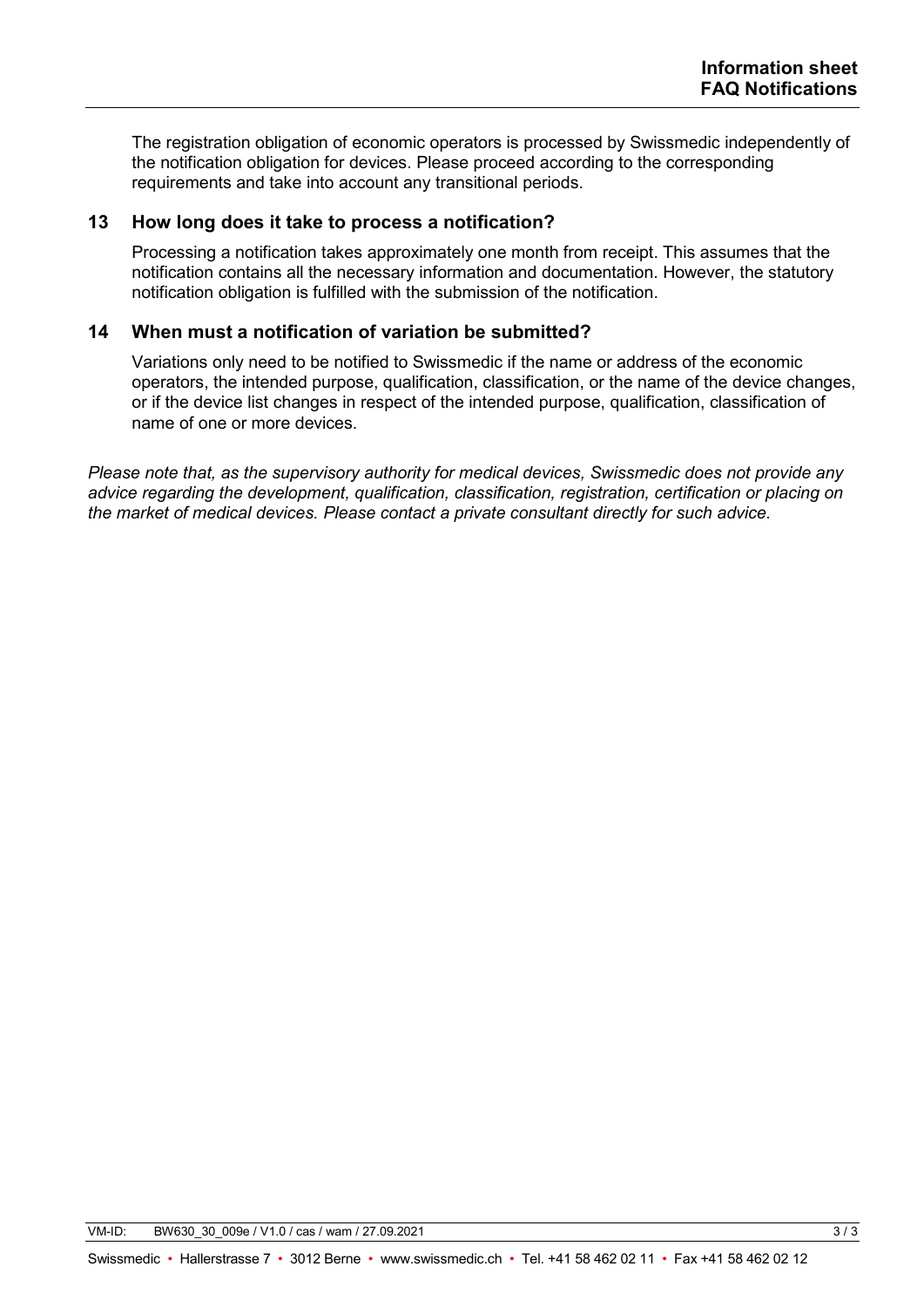The registration obligation of economic operators is processed by Swissmedic independently of the notification obligation for devices. Please proceed according to the corresponding requirements and take into account any transitional periods.

## 13 How long does it take to process a notification?

Processing a notification takes approximately one month from receipt. This assumes that the notification contains all the necessary information and documentation. However, the statutory notification obligation is fulfilled with the submission of the notification.

## 14 When must a notification of variation be submitted?

Variations only need to be notified to Swissmedic if the name or address of the economic operators, the intended purpose, qualification, classification, or the name of the device changes, or if the device list changes in respect of the intended purpose, qualification, classification of name of one or more devices.

*Please note that, as the supervisory authority for medical devices, Swissmedic does not provide any advice regarding the development, qualification, classification, registration, certification or placing on the market of medical devices. Please contact a private consultant directly for such advice.*